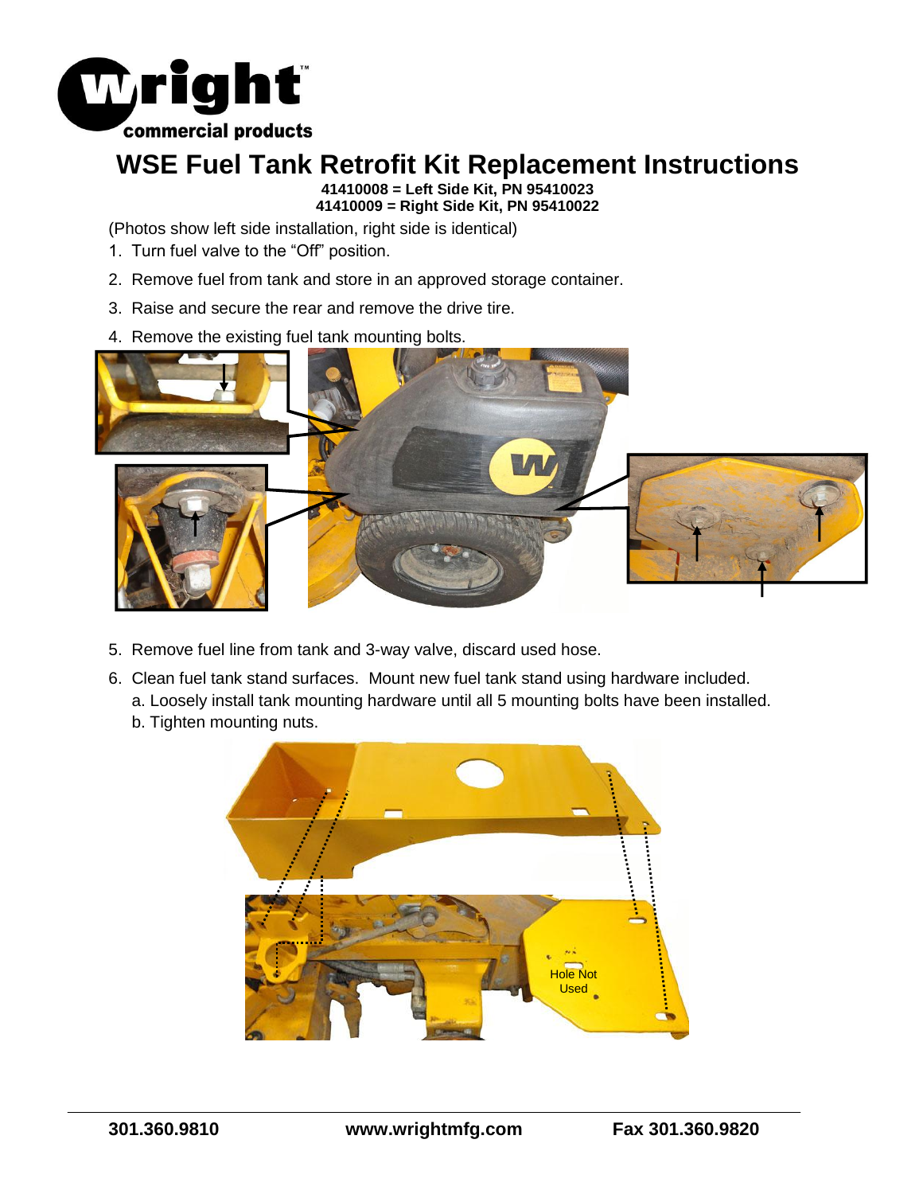# WSE Fuel Tank Retrofit Kit Replacement Instructions

**41410008 = Left Side Kit, PN 95410023**
**41410009 = Right Side Kit, PN 95410022**

(Photos show left side installation, right side is identical)

1. Turn fuel valve to the “Off” position.
2. Remove fuel from tank and store in an approved storage container.
3. Raise and secure the rear and remove the drive tire.
4. Remove the existing fuel tank mounting bolts.
5. Remove fuel line from tank and 3-way valve, discard used hose.
6. Clean fuel tank stand surfaces. Mount new fuel tank stand using hardware included.
   a. Loosely install tank mounting hardware until all 5 mounting bolts have been installed.
   b. Tighten mounting nuts.

Hole Not Used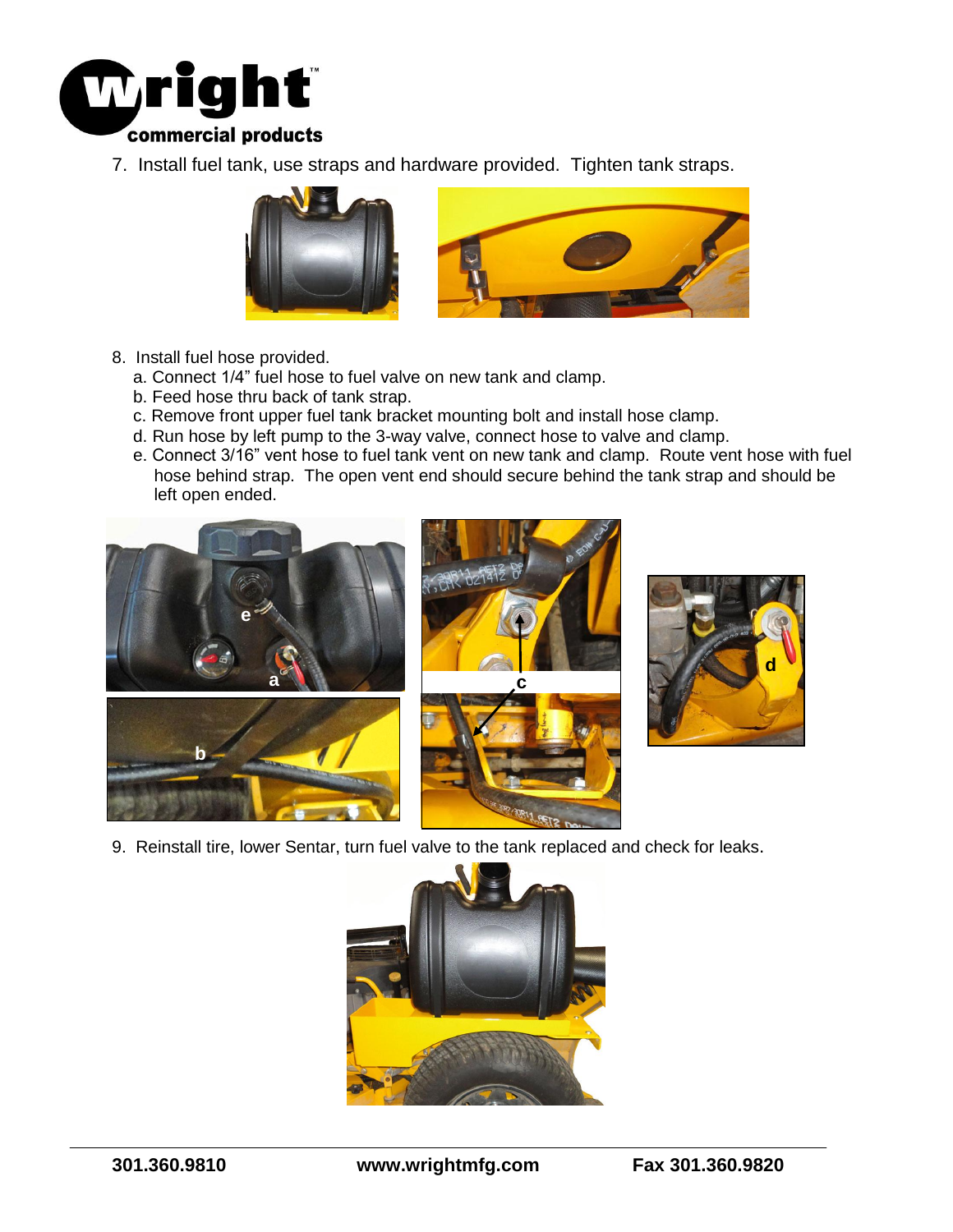7. Install fuel tank, use straps and hardware provided. Tighten tank straps.

8. Install fuel hose provided.
   a. Connect 1/4" fuel hose to fuel valve on new tank and clamp.
   b. Feed hose thru back of tank strap.
   c. Remove front upper fuel tank bracket mounting bolt and install hose clamp.
   d. Run hose by left pump to the 3-way valve, connect hose to valve and clamp.
   e. Connect 3/16" vent hose to fuel tank vent on new tank and clamp. Route vent hose with fuel hose behind strap. The open vent end should secure behind the tank strap and should be left open ended.

9. Reinstall tire, lower Sentar, turn fuel valve to the tank replaced and check for leaks.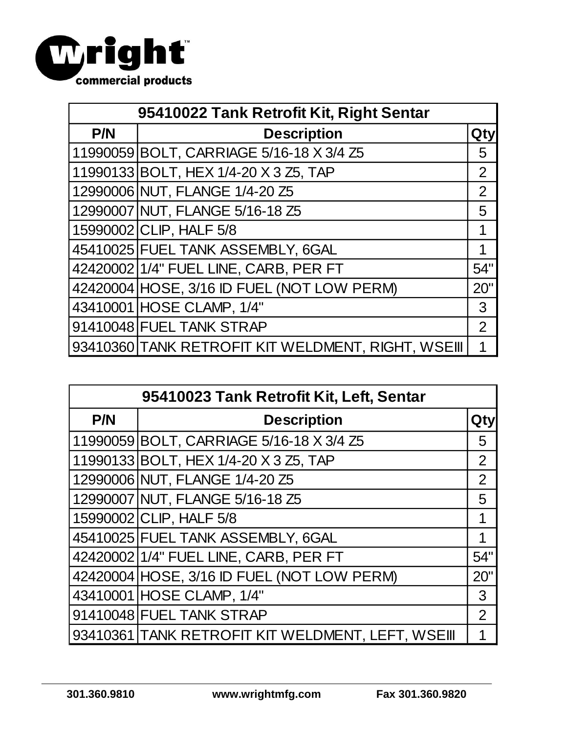**wright** commercial products

| 95410022 Tank Retrofit Kit, Right Sentar | | |
|---|---|---|
| **P/N** | **Description** | **Qty** |
| 11990059 | BOLT, CARRIAGE 5/16-18 X 3/4 Z5 | 5 |
| 11990133 | BOLT, HEX 1/4-20 X 3 Z5, TAP | 2 |
| 12990006 | NUT, FLANGE 1/4-20 Z5 | 2 |
| 12990007 | NUT, FLANGE 5/16-18 Z5 | 5 |
| 15990002 | CLIP, HALF 5/8 | 1 |
| 45410025 | FUEL TANK ASSEMBLY, 6GAL | 1 |
| 42420002 | 1/4" FUEL LINE, CARB, PER FT | 54" |
| 42420004 | HOSE, 3/16 ID FUEL (NOT LOW PERM) | 20" |
| 43410001 | HOSE CLAMP, 1/4" | 3 |
| 91410048 | FUEL TANK STRAP | 2 |
| 93410360 | TANK RETROFIT KIT WELDMENT, RIGHT, WSEIII | 1 |

| 95410023 Tank Retrofit Kit, Left, Sentar | | |
|---|---|---|
| **P/N** | **Description** | **Qty** |
| 11990059 | BOLT, CARRIAGE 5/16-18 X 3/4 Z5 | 5 |
| 11990133 | BOLT, HEX 1/4-20 X 3 Z5, TAP | 2 |
| 12990006 | NUT, FLANGE 1/4-20 Z5 | 2 |
| 12990007 | NUT, FLANGE 5/16-18 Z5 | 5 |
| 15990002 | CLIP, HALF 5/8 | 1 |
| 45410025 | FUEL TANK ASSEMBLY, 6GAL | 1 |
| 42420002 | 1/4" FUEL LINE, CARB, PER FT | 54" |
| 42420004 | HOSE, 3/16 ID FUEL (NOT LOW PERM) | 20" |
| 43410001 | HOSE CLAMP, 1/4" | 3 |
| 91410048 | FUEL TANK STRAP | 2 |
| 93410361 | TANK RETROFIT KIT WELDMENT, LEFT, WSEIII | 1 |

**301.360.9810** **www.wrightmfg.com** **Fax 301.360.9820**